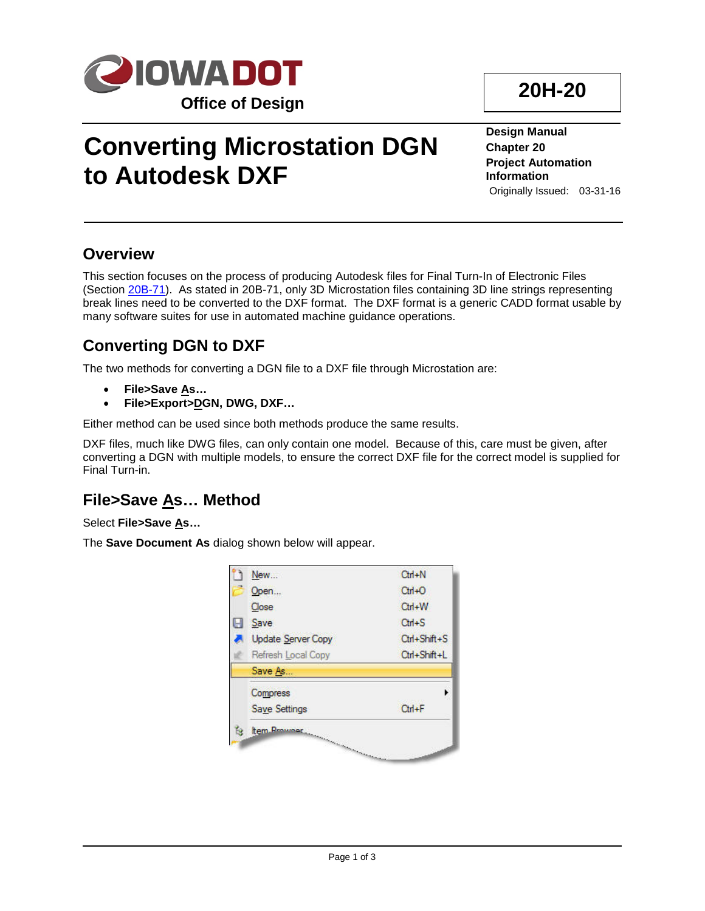# Converting Microstation DGN to Autodesk DXF

**20H-20**

**Design Manual**
**Chapter 20**
**Project Automation Information**
Originally Issued: 03-31-16

## Overview

This section focuses on the process of producing Autodesk files for Final Turn-In of Electronic Files (Section 20B-71). As stated in 20B-71, only 3D Microstation files containing 3D line strings representing break lines need to be converted to the DXF format. The DXF format is a generic CADD format usable by many software suites for use in automated machine guidance operations.

## Converting DGN to DXF

The two methods for converting a DGN file to a DXF file through Microstation are:

- **File>Save As…**
- **File>Export>DGN, DWG, DXF…**

Either method can be used since both methods produce the same results.

DXF files, much like DWG files, can only contain one model. Because of this, care must be given, after converting a DGN with multiple models, to ensure the correct DXF file for the correct model is supplied for Final Turn-in.

## File>Save As… Method

Select **File>Save As…**

The **Save Document As** dialog shown below will appear.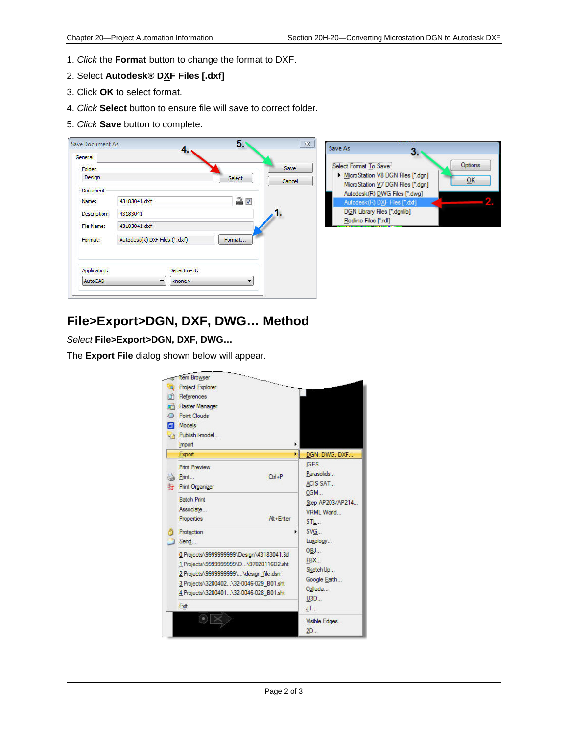1. *Click* the **Format** button to change the format to DXF.
2. Select **Autodesk® DXF Files [.dxf]**
3. Click **OK** to select format.
4. *Click* **Select** button to ensure file will save to correct folder.
5. *Click* **Save** button to complete.

## File>Export>DGN, DXF, DWG… Method

*Select* **File>Export>DGN, DXF, DWG…**

The **Export File** dialog shown below will appear.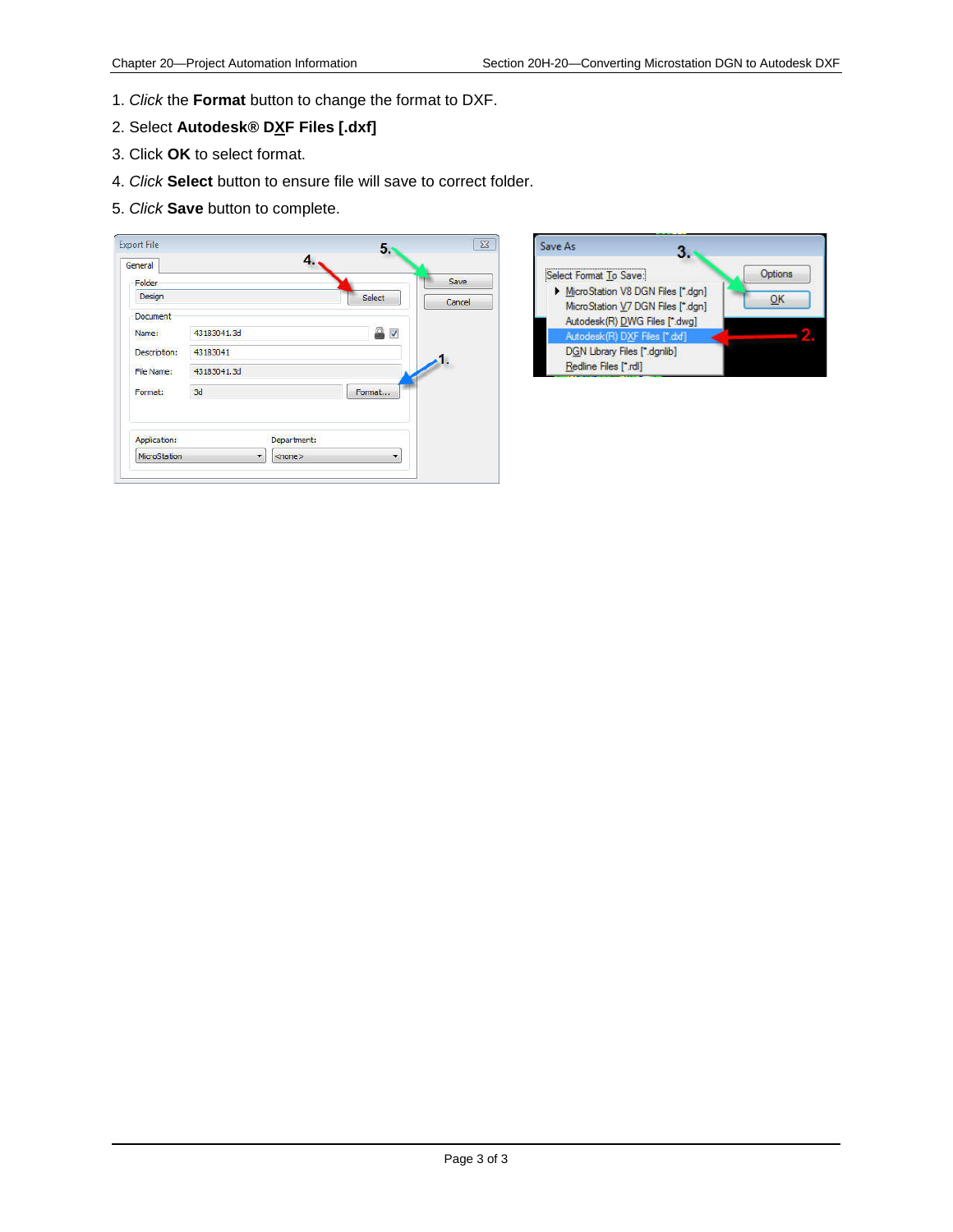1. *Click* the **Format** button to change the format to DXF.
2. Select **Autodesk® DXF Files [.dxf]**
3. Click **OK** to select format.
4. *Click* **Select** button to ensure file will save to correct folder.
5. *Click* **Save** button to complete.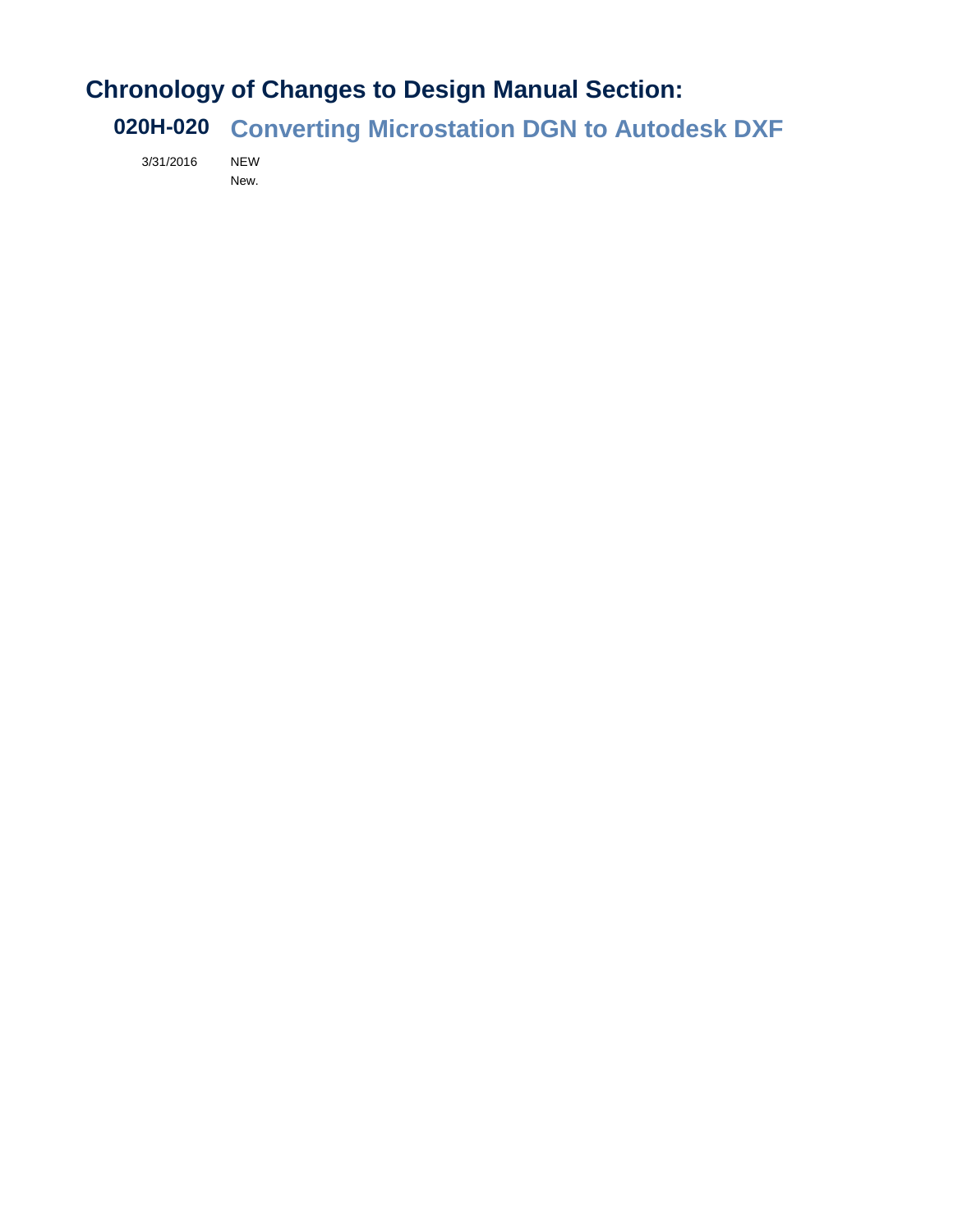# Chronology of Changes to Design Manual Section:

## 020H-020 Converting Microstation DGN to Autodesk DXF

3/31/2016 NEW

New.